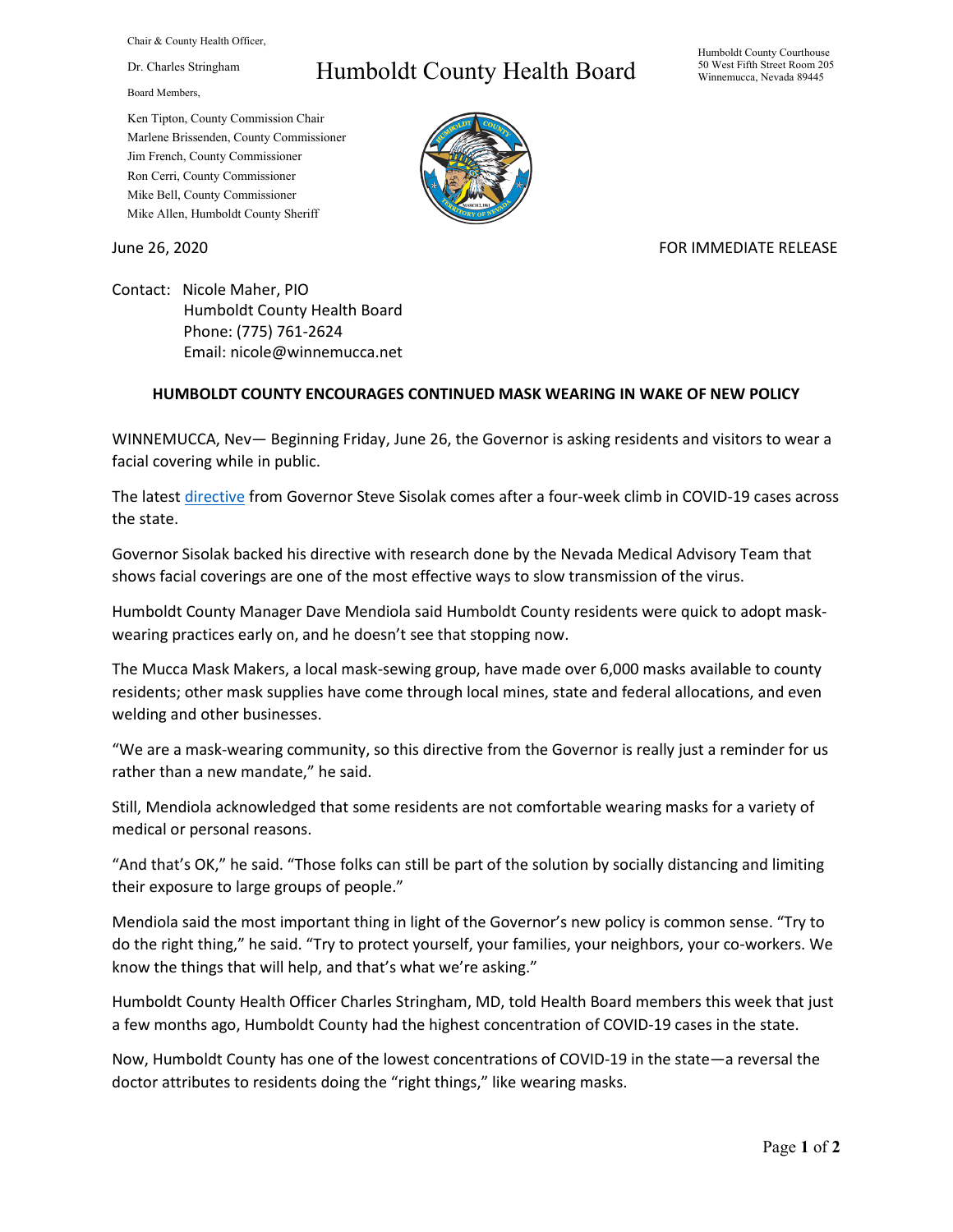Chair & County Health Officer,

Dr. Charles Stringham

Board Members,

Ken Tipton, County Commission Chair
Marlene Brissenden, County Commissioner
Jim French, County Commissioner
Ron Cerri, County Commissioner
Mike Bell, County Commissioner
Mike Allen, Humboldt County Sheriff

# Humboldt County Health Board

Humboldt County Courthouse
50 West Fifth Street Room 205
Winnemucca, Nevada 89445

June 26, 2020

FOR IMMEDIATE RELEASE

Contact: Nicole Maher, PIO
Humboldt County Health Board
Phone: (775) 761-2624
Email: nicole@winnemucca.net

## HUMBOLDT COUNTY ENCOURAGES CONTINUED MASK WEARING IN WAKE OF NEW POLICY

WINNEMUCCA, Nev— Beginning Friday, June 26, the Governor is asking residents and visitors to wear a facial covering while in public.

The latest directive from Governor Steve Sisolak comes after a four-week climb in COVID-19 cases across the state.

Governor Sisolak backed his directive with research done by the Nevada Medical Advisory Team that shows facial coverings are one of the most effective ways to slow transmission of the virus.

Humboldt County Manager Dave Mendiola said Humboldt County residents were quick to adopt mask-wearing practices early on, and he doesn't see that stopping now.

The Mucca Mask Makers, a local mask-sewing group, have made over 6,000 masks available to county residents; other mask supplies have come through local mines, state and federal allocations, and even welding and other businesses.

"We are a mask-wearing community, so this directive from the Governor is really just a reminder for us rather than a new mandate," he said.

Still, Mendiola acknowledged that some residents are not comfortable wearing masks for a variety of medical or personal reasons.

"And that's OK," he said. "Those folks can still be part of the solution by socially distancing and limiting their exposure to large groups of people."

Mendiola said the most important thing in light of the Governor's new policy is common sense. "Try to do the right thing," he said. "Try to protect yourself, your families, your neighbors, your co-workers. We know the things that will help, and that's what we're asking."

Humboldt County Health Officer Charles Stringham, MD, told Health Board members this week that just a few months ago, Humboldt County had the highest concentration of COVID-19 cases in the state.

Now, Humboldt County has one of the lowest concentrations of COVID-19 in the state—a reversal the doctor attributes to residents doing the "right things," like wearing masks.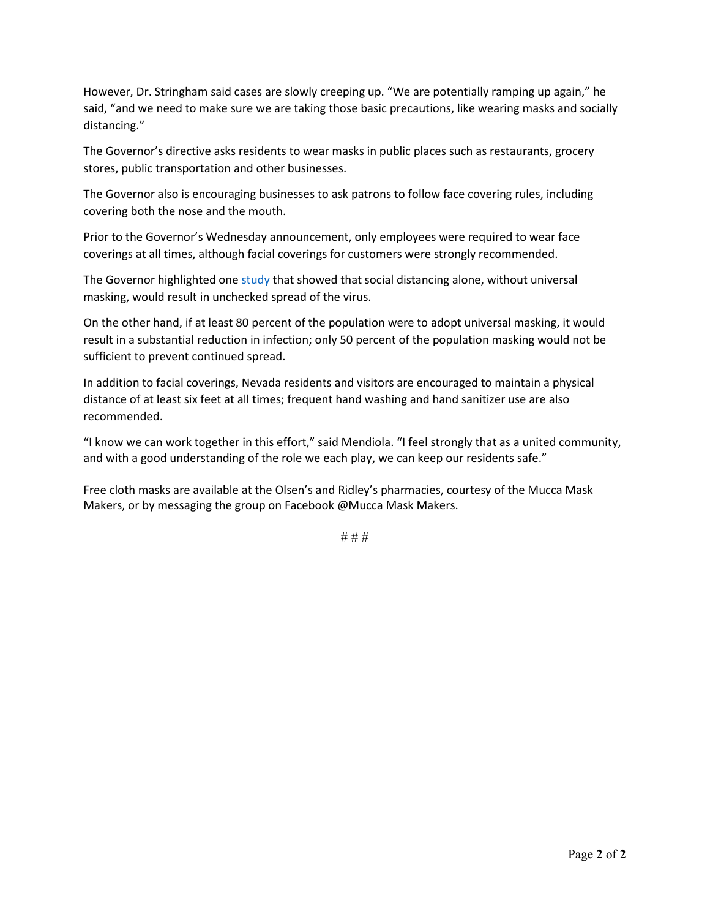However, Dr. Stringham said cases are slowly creeping up. “We are potentially ramping up again,” he said, “and we need to make sure we are taking those basic precautions, like wearing masks and socially distancing.”

The Governor’s directive asks residents to wear masks in public places such as restaurants, grocery stores, public transportation and other businesses.

The Governor also is encouraging businesses to ask patrons to follow face covering rules, including covering both the nose and the mouth.

Prior to the Governor’s Wednesday announcement, only employees were required to wear face coverings at all times, although facial coverings for customers were strongly recommended.

The Governor highlighted one study that showed that social distancing alone, without universal masking, would result in unchecked spread of the virus.

On the other hand, if at least 80 percent of the population were to adopt universal masking, it would result in a substantial reduction in infection; only 50 percent of the population masking would not be sufficient to prevent continued spread.

In addition to facial coverings, Nevada residents and visitors are encouraged to maintain a physical distance of at least six feet at all times; frequent hand washing and hand sanitizer use are also recommended.

“I know we can work together in this effort,” said Mendiola. “I feel strongly that as a united community, and with a good understanding of the role we each play, we can keep our residents safe.”

Free cloth masks are available at the Olsen’s and Ridley’s pharmacies, courtesy of the Mucca Mask Makers, or by messaging the group on Facebook @Mucca Mask Makers.

# # #